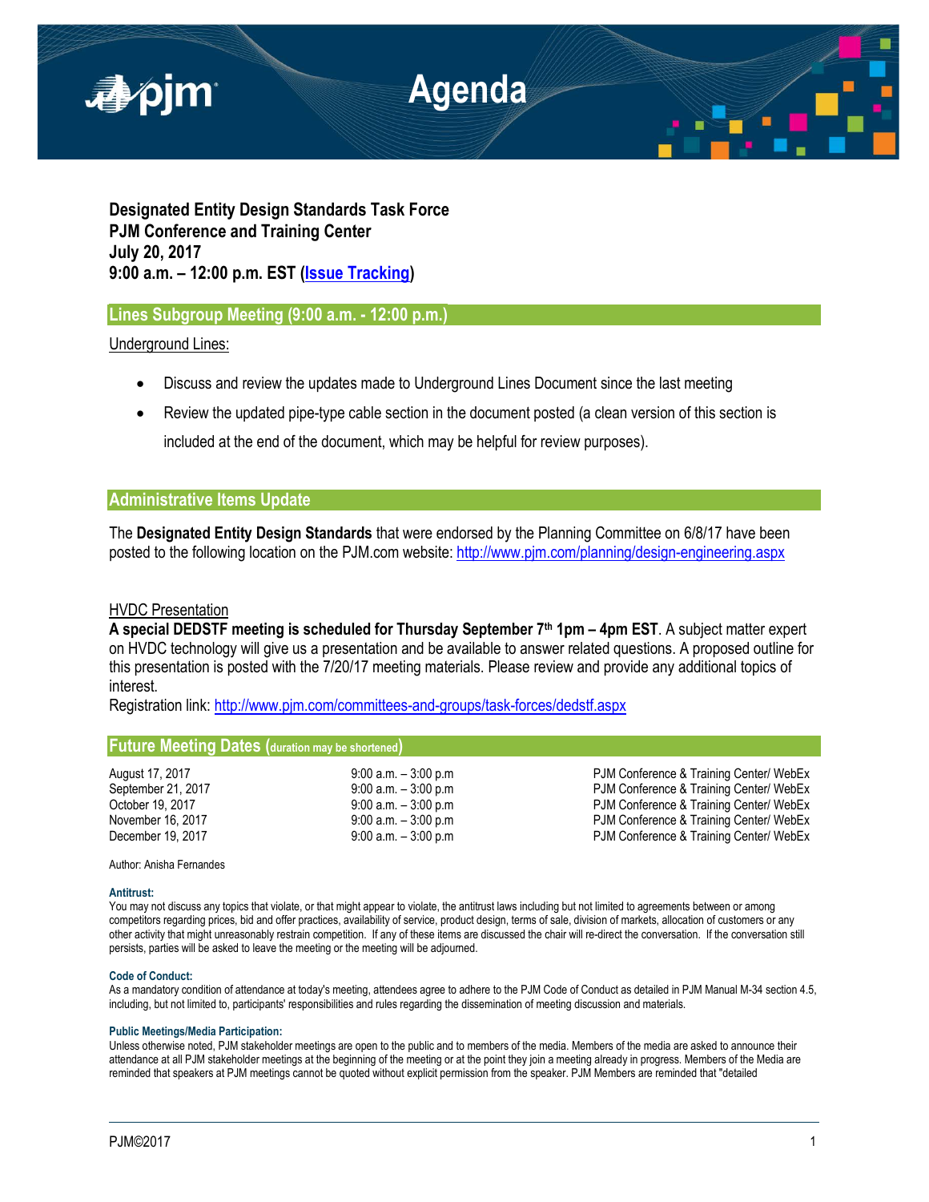# Agenda

**Designated Entity Design Standards Task Force**
**PJM Conference and Training Center**
**July 20, 2017**
**9:00 a.m. – 12:00 p.m. EST (Issue Tracking)**

## Lines Subgroup Meeting (9:00 a.m. - 12:00 p.m.)

Underground Lines:

- Discuss and review the updates made to Underground Lines Document since the last meeting
- Review the updated pipe-type cable section in the document posted (a clean version of this section is included at the end of the document, which may be helpful for review purposes).

## Administrative Items Update

The **Designated Entity Design Standards** that were endorsed by the Planning Committee on 6/8/17 have been posted to the following location on the PJM.com website: http://www.pjm.com/planning/design-engineering.aspx

HVDC Presentation

**A special DEDSTF meeting is scheduled for Thursday September 7th 1pm – 4pm EST**. A subject matter expert on HVDC technology will give us a presentation and be available to answer related questions. A proposed outline for this presentation is posted with the 7/20/17 meeting materials. Please review and provide any additional topics of interest.

Registration link: http://www.pjm.com/committees-and-groups/task-forces/dedstf.aspx

## Future Meeting Dates (duration may be shortened)

| | | |
|---|---|---|
| August 17, 2017 | 9:00 a.m. – 3:00 p.m | PJM Conference & Training Center/ WebEx |
| September 21, 2017 | 9:00 a.m. – 3:00 p.m | PJM Conference & Training Center/ WebEx |
| October 19, 2017 | 9:00 a.m. – 3:00 p.m | PJM Conference & Training Center/ WebEx |
| November 16, 2017 | 9:00 a.m. – 3:00 p.m | PJM Conference & Training Center/ WebEx |
| December 19, 2017 | 9:00 a.m. – 3:00 p.m | PJM Conference & Training Center/ WebEx |

Author: Anisha Fernandes

**Antitrust:**
You may not discuss any topics that violate, or that might appear to violate, the antitrust laws including but not limited to agreements between or among competitors regarding prices, bid and offer practices, availability of service, product design, terms of sale, division of markets, allocation of customers or any other activity that might unreasonably restrain competition. If any of these items are discussed the chair will re-direct the conversation. If the conversation still persists, parties will be asked to leave the meeting or the meeting will be adjourned.

**Code of Conduct:**
As a mandatory condition of attendance at today's meeting, attendees agree to adhere to the PJM Code of Conduct as detailed in PJM Manual M-34 section 4.5, including, but not limited to, participants' responsibilities and rules regarding the dissemination of meeting discussion and materials.

**Public Meetings/Media Participation:**
Unless otherwise noted, PJM stakeholder meetings are open to the public and to members of the media. Members of the media are asked to announce their attendance at all PJM stakeholder meetings at the beginning of the meeting or at the point they join a meeting already in progress. Members of the Media are reminded that speakers at PJM meetings cannot be quoted without explicit permission from the speaker. PJM Members are reminded that "detailed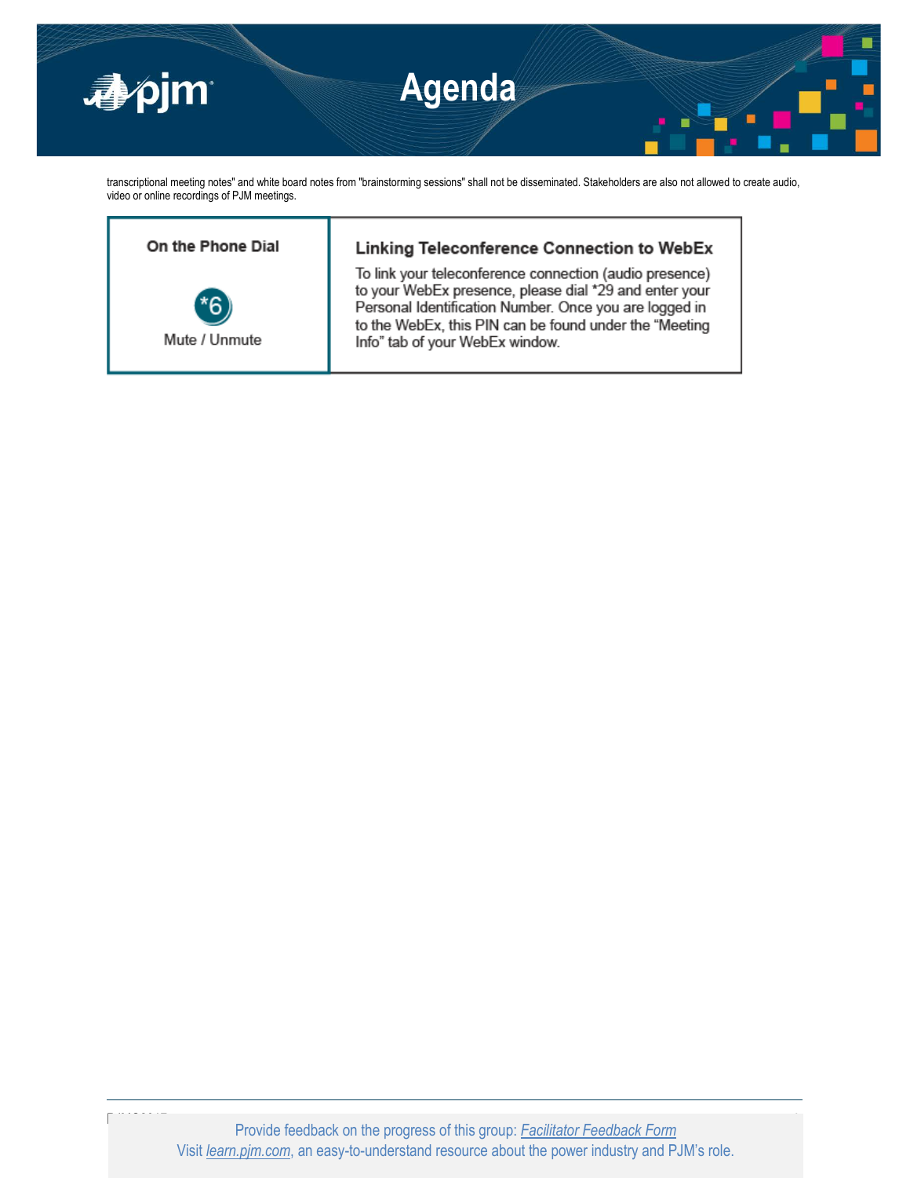transcriptional meeting notes" and white board notes from "brainstorming sessions" shall not be disseminated. Stakeholders are also not allowed to create audio, video or online recordings of PJM meetings.

| On the Phone Dial | Linking Teleconference Connection to WebEx |
| --- | --- |
| *6<br>Mute / Unmute | To link your teleconference connection (audio presence) to your WebEx presence, please dial *29 and enter your Personal Identification Number. Once you are logged in to the WebEx, this PIN can be found under the "Meeting Info" tab of your WebEx window. |

Provide feedback on the progress of this group: *Facilitator Feedback Form*
Visit *learn.pjm.com*, an easy-to-understand resource about the power industry and PJM's role.